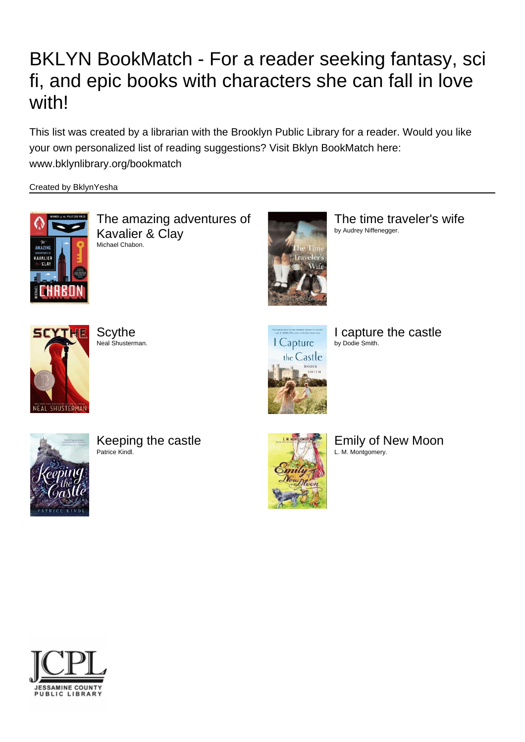# BKLYN BookMatch - For a reader seeking fantasy, sci fi, and epic books with characters she can fall in love with!

This list was created by a librarian with the Brooklyn Public Library for a reader. Would you like your own personalized list of reading suggestions? Visit Bklyn BookMatch here: www.bklynlibrary.org/bookmatch

Created by BklynYesha

## The amazing adventures of Kavalier & Clay
Michael Chabon.

## The time traveler's wife
by Audrey Niffenegger.

## Scythe
Neal Shusterman.

## I capture the castle
by Dodie Smith.

## Keeping the castle
Patrice Kindl.

## Emily of New Moon
L. M. Montgomery.

JCPL
JESSAMINE COUNTY PUBLIC LIBRARY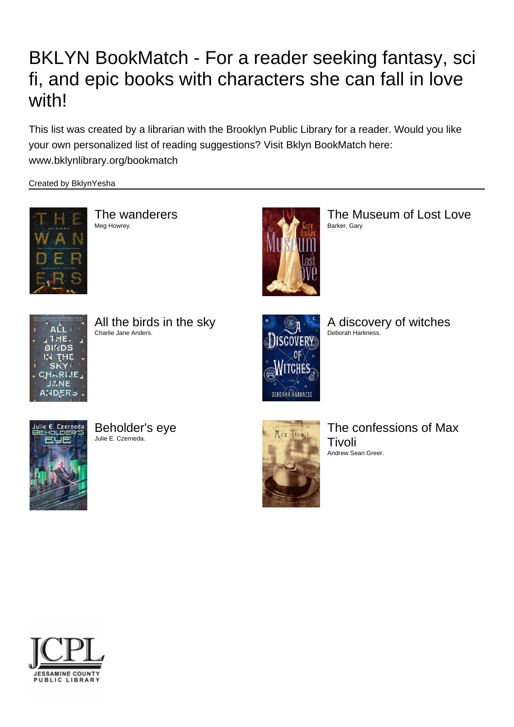# BKLYN BookMatch - For a reader seeking fantasy, sci fi, and epic books with characters she can fall in love with!

This list was created by a librarian with the Brooklyn Public Library for a reader. Would you like your own personalized list of reading suggestions? Visit Bklyn BookMatch here: www.bklynlibrary.org/bookmatch

Created by BklynYesha

### The wanderers
Meg Howrey.

### The Museum of Lost Love
Barker, Gary

### All the birds in the sky
Charlie Jane Anders.

### A discovery of witches
Deborah Harkness.

### Beholder's eye
Julie E. Czerneda.

### The confessions of Max Tivoli
Andrew Sean Greer.

JCPL
JESSAMINE COUNTY PUBLIC LIBRARY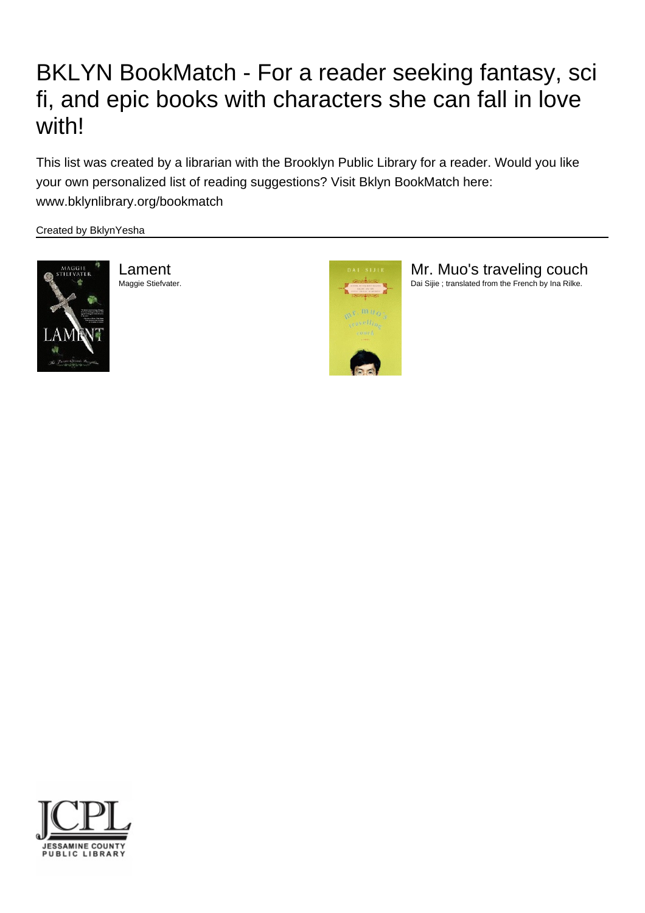# BKLYN BookMatch - For a reader seeking fantasy, sci fi, and epic books with characters she can fall in love with!

This list was created by a librarian with the Brooklyn Public Library for a reader. Would you like your own personalized list of reading suggestions? Visit Bklyn BookMatch here: www.bklynlibrary.org/bookmatch

Created by BklynYesha

---

### Lament

Maggie Stiefvater.

### Mr. Muo's traveling couch

Dai Sijie ; translated from the French by Ina Rilke.